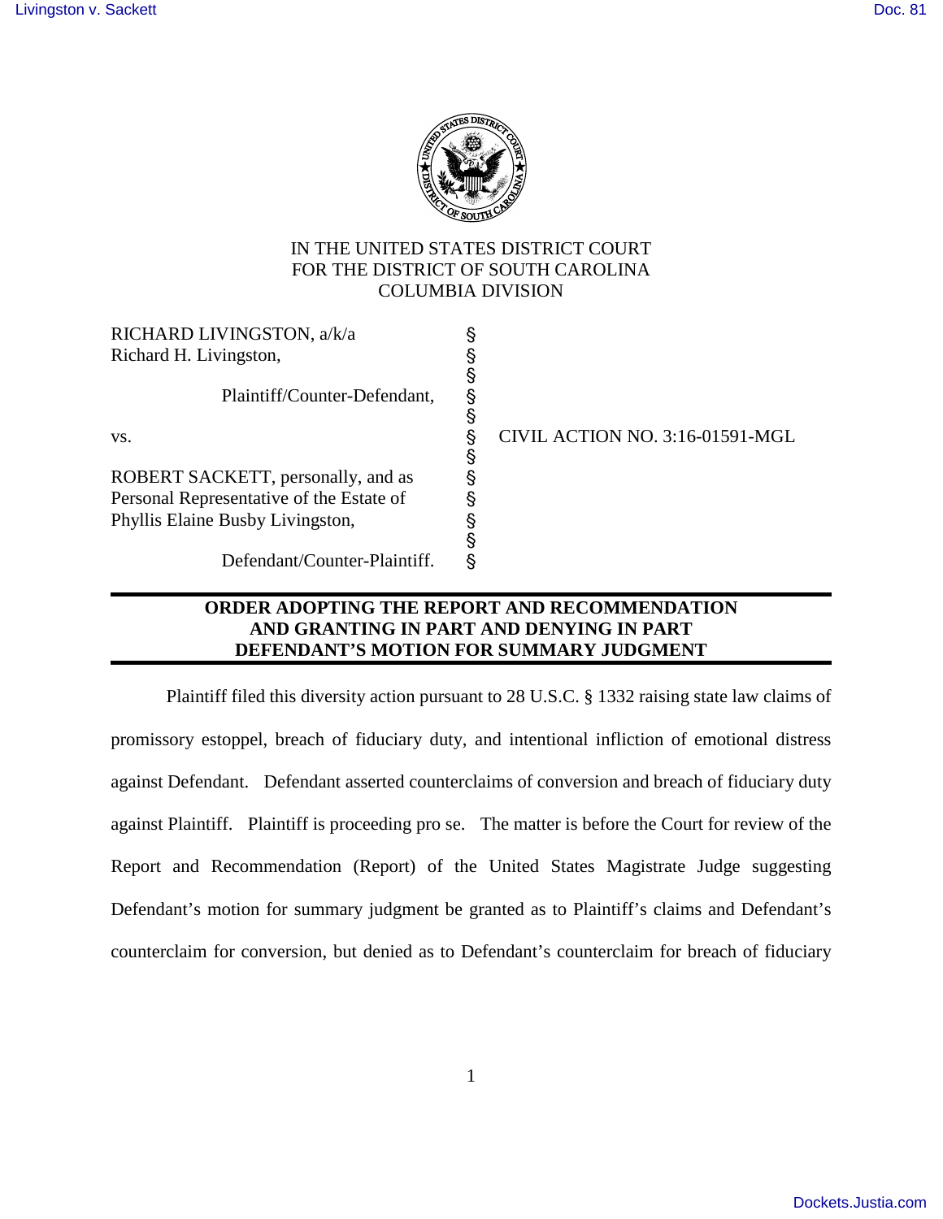IN THE UNITED STATES DISTRICT COURT
FOR THE DISTRICT OF SOUTH CAROLINA
COLUMBIA DIVISION

| | | |
|---|---|---|
| RICHARD LIVINGSTON, a/k/a Richard H. Livingston, | § | |
| Plaintiff/Counter-Defendant, | § | |
| vs. | § | CIVIL ACTION NO. 3:16-01591-MGL |
| ROBERT SACKETT, personally, and as Personal Representative of the Estate of Phyllis Elaine Busby Livingston, | § | |
| Defendant/Counter-Plaintiff. | § | |

**ORDER ADOPTING THE REPORT AND RECOMMENDATION AND GRANTING IN PART AND DENYING IN PART DEFENDANT'S MOTION FOR SUMMARY JUDGMENT**

Plaintiff filed this diversity action pursuant to 28 U.S.C. § 1332 raising state law claims of promissory estoppel, breach of fiduciary duty, and intentional infliction of emotional distress against Defendant. Defendant asserted counterclaims of conversion and breach of fiduciary duty against Plaintiff. Plaintiff is proceeding pro se. The matter is before the Court for review of the Report and Recommendation (Report) of the United States Magistrate Judge suggesting Defendant's motion for summary judgment be granted as to Plaintiff's claims and Defendant's counterclaim for conversion, but denied as to Defendant's counterclaim for breach of fiduciary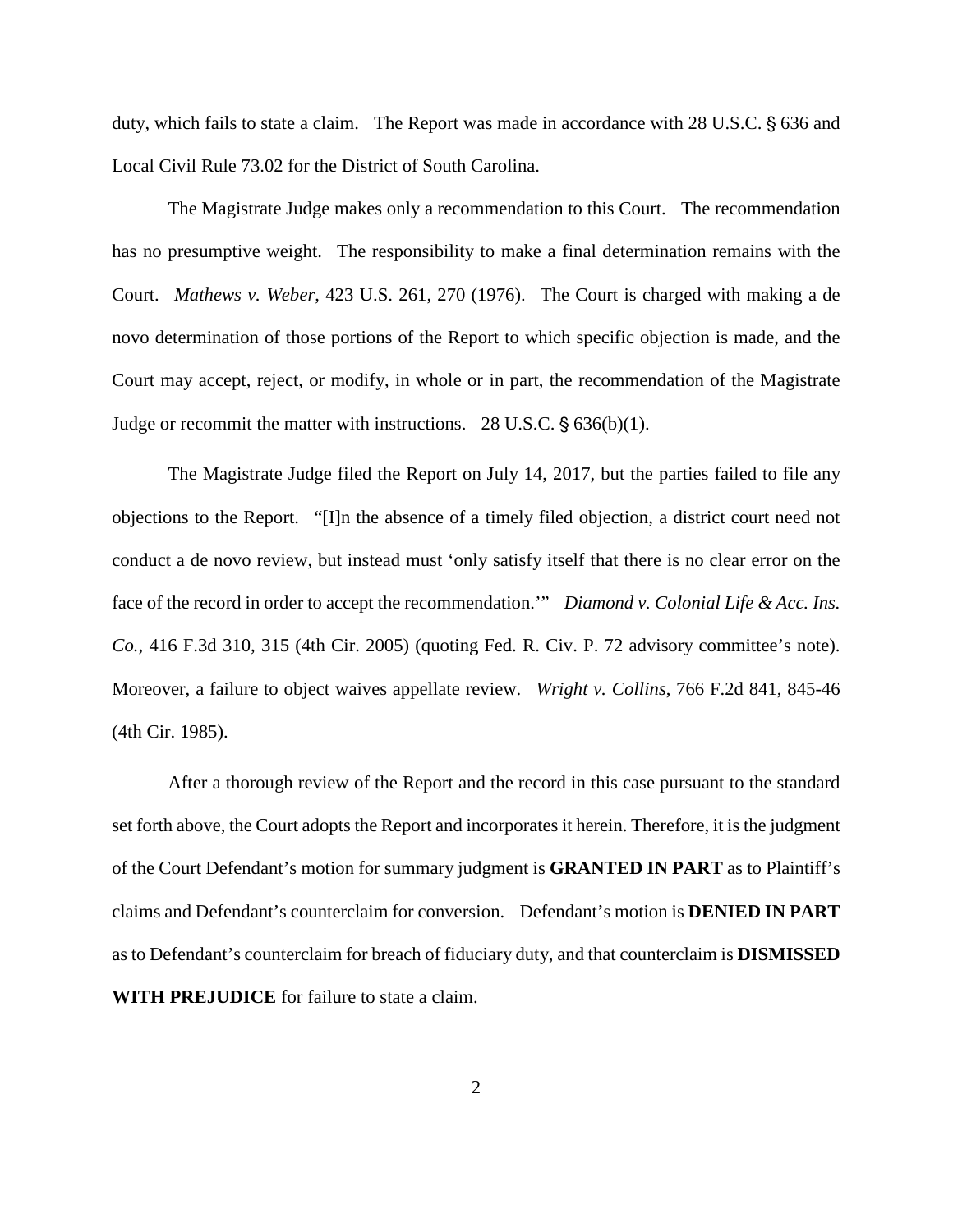duty, which fails to state a claim. The Report was made in accordance with 28 U.S.C. § 636 and Local Civil Rule 73.02 for the District of South Carolina.

The Magistrate Judge makes only a recommendation to this Court. The recommendation has no presumptive weight. The responsibility to make a final determination remains with the Court. *Mathews v. Weber*, 423 U.S. 261, 270 (1976). The Court is charged with making a de novo determination of those portions of the Report to which specific objection is made, and the Court may accept, reject, or modify, in whole or in part, the recommendation of the Magistrate Judge or recommit the matter with instructions. 28 U.S.C. § 636(b)(1).

The Magistrate Judge filed the Report on July 14, 2017, but the parties failed to file any objections to the Report. "[I]n the absence of a timely filed objection, a district court need not conduct a de novo review, but instead must 'only satisfy itself that there is no clear error on the face of the record in order to accept the recommendation.'" *Diamond v. Colonial Life & Acc. Ins. Co.*, 416 F.3d 310, 315 (4th Cir. 2005) (quoting Fed. R. Civ. P. 72 advisory committee's note). Moreover, a failure to object waives appellate review. *Wright v. Collins*, 766 F.2d 841, 845-46 (4th Cir. 1985).

After a thorough review of the Report and the record in this case pursuant to the standard set forth above, the Court adopts the Report and incorporates it herein. Therefore, it is the judgment of the Court Defendant's motion for summary judgment is **GRANTED IN PART** as to Plaintiff's claims and Defendant's counterclaim for conversion. Defendant's motion is **DENIED IN PART** as to Defendant's counterclaim for breach of fiduciary duty, and that counterclaim is **DISMISSED WITH PREJUDICE** for failure to state a claim.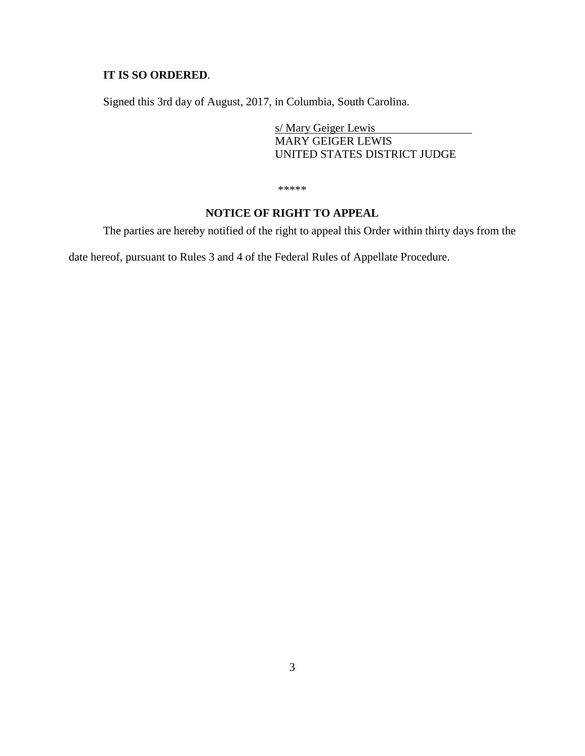**IT IS SO ORDERED**.

Signed this 3rd day of August, 2017, in Columbia, South Carolina.

s/ Mary Geiger Lewis
MARY GEIGER LEWIS
UNITED STATES DISTRICT JUDGE

*****

**NOTICE OF RIGHT TO APPEAL**

The parties are hereby notified of the right to appeal this Order within thirty days from the date hereof, pursuant to Rules 3 and 4 of the Federal Rules of Appellate Procedure.